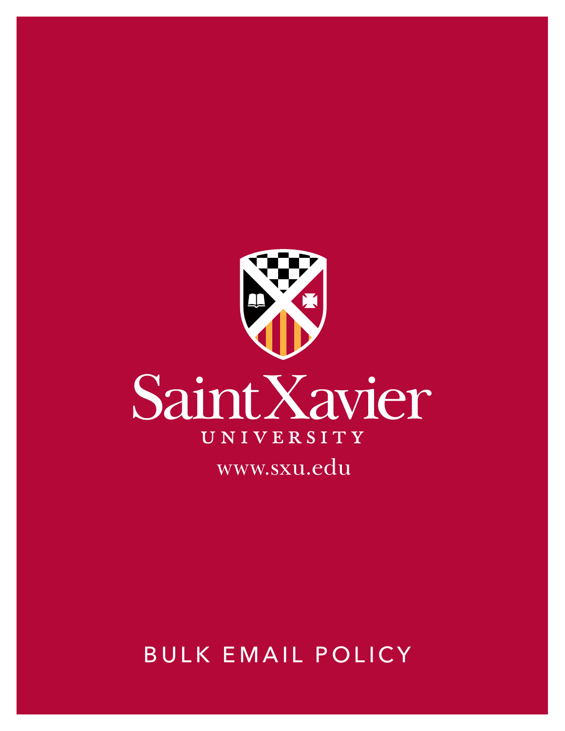Saint Xavier

UNIVERSITY

www.sxu.edu

# BULK EMAIL POLICY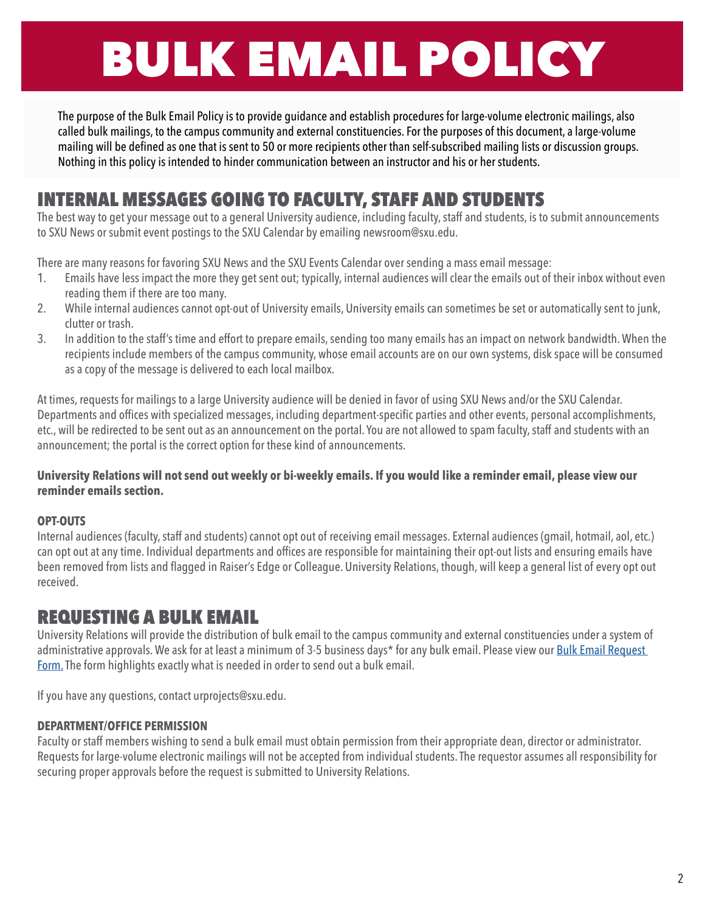# BULK EMAIL POLICY

The purpose of the Bulk Email Policy is to provide guidance and establish procedures for large-volume electronic mailings, also called bulk mailings, to the campus community and external constituencies. For the purposes of this document, a large-volume mailing will be defined as one that is sent to 50 or more recipients other than self-subscribed mailing lists or discussion groups. Nothing in this policy is intended to hinder communication between an instructor and his or her students.

## INTERNAL MESSAGES GOING TO FACULTY, STAFF AND STUDENTS

The best way to get your message out to a general University audience, including faculty, staff and students, is to submit announcements to SXU News or submit event postings to the SXU Calendar by emailing newsroom@sxu.edu.

There are many reasons for favoring SXU News and the SXU Events Calendar over sending a mass email message:

1. Emails have less impact the more they get sent out; typically, internal audiences will clear the emails out of their inbox without even reading them if there are too many.
2. While internal audiences cannot opt-out of University emails, University emails can sometimes be set or automatically sent to junk, clutter or trash.
3. In addition to the staff's time and effort to prepare emails, sending too many emails has an impact on network bandwidth. When the recipients include members of the campus community, whose email accounts are on our own systems, disk space will be consumed as a copy of the message is delivered to each local mailbox.

At times, requests for mailings to a large University audience will be denied in favor of using SXU News and/or the SXU Calendar. Departments and offices with specialized messages, including department-specific parties and other events, personal accomplishments, etc., will be redirected to be sent out as an announcement on the portal. You are not allowed to spam faculty, staff and students with an announcement; the portal is the correct option for these kind of announcements.

**University Relations will not send out weekly or bi-weekly emails. If you would like a reminder email, please view our reminder emails section.**

#### OPT-OUTS

Internal audiences (faculty, staff and students) cannot opt out of receiving email messages. External audiences (gmail, hotmail, aol, etc.) can opt out at any time. Individual departments and offices are responsible for maintaining their opt-out lists and ensuring emails have been removed from lists and flagged in Raiser's Edge or Colleague. University Relations, though, will keep a general list of every opt out received.

## REQUESTING A BULK EMAIL

University Relations will provide the distribution of bulk email to the campus community and external constituencies under a system of administrative approvals. We ask for at least a minimum of 3-5 business days* for any bulk email. Please view our Bulk Email Request Form. The form highlights exactly what is needed in order to send out a bulk email.

If you have any questions, contact urprojects@sxu.edu.

#### DEPARTMENT/OFFICE PERMISSION

Faculty or staff members wishing to send a bulk email must obtain permission from their appropriate dean, director or administrator. Requests for large-volume electronic mailings will not be accepted from individual students. The requestor assumes all responsibility for securing proper approvals before the request is submitted to University Relations.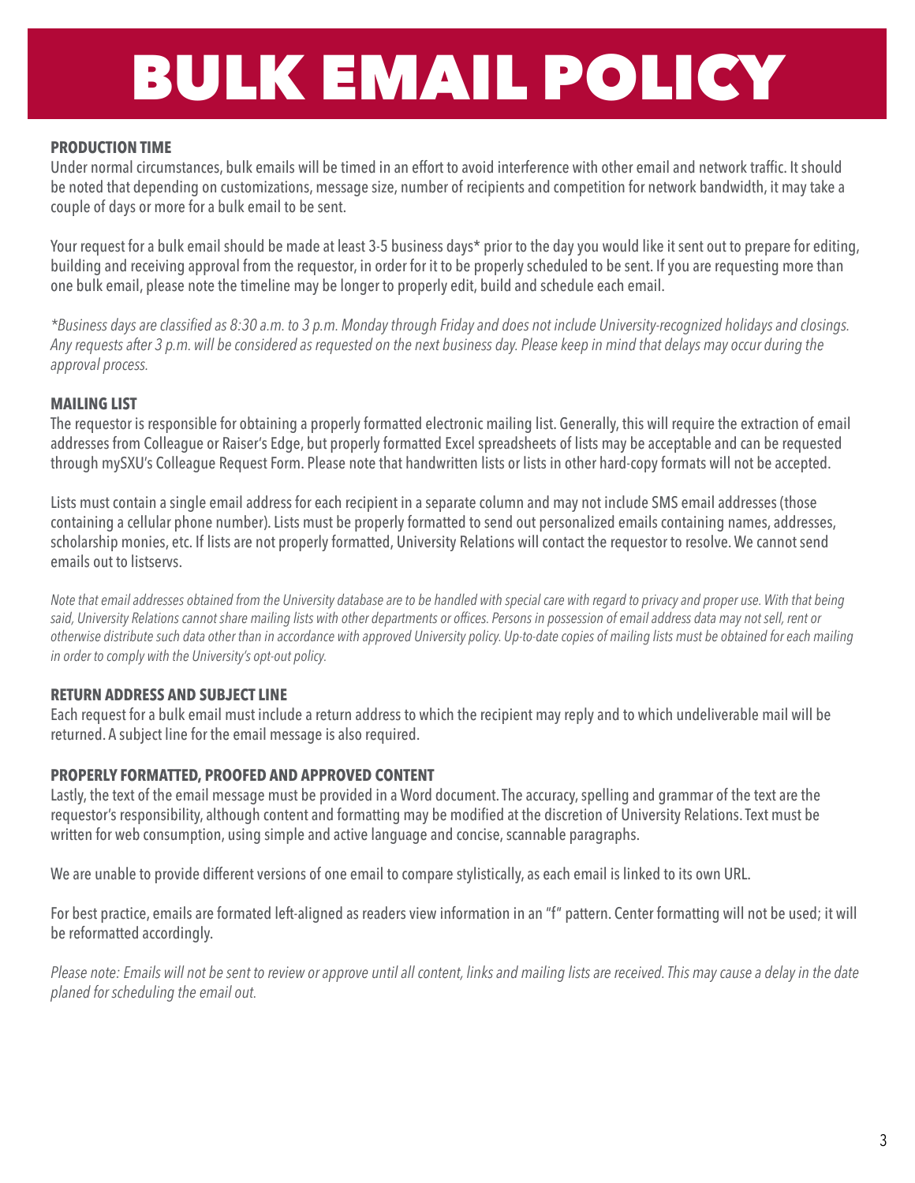# BULK EMAIL POLICY

## PRODUCTION TIME

Under normal circumstances, bulk emails will be timed in an effort to avoid interference with other email and network traffic. It should be noted that depending on customizations, message size, number of recipients and competition for network bandwidth, it may take a couple of days or more for a bulk email to be sent.

Your request for a bulk email should be made at least 3-5 business days* prior to the day you would like it sent out to prepare for editing, building and receiving approval from the requestor, in order for it to be properly scheduled to be sent. If you are requesting more than one bulk email, please note the timeline may be longer to properly edit, build and schedule each email.

*\*Business days are classified as 8:30 a.m. to 3 p.m. Monday through Friday and does not include University-recognized holidays and closings. Any requests after 3 p.m. will be considered as requested on the next business day. Please keep in mind that delays may occur during the approval process.*

## MAILING LIST

The requestor is responsible for obtaining a properly formatted electronic mailing list. Generally, this will require the extraction of email addresses from Colleague or Raiser's Edge, but properly formatted Excel spreadsheets of lists may be acceptable and can be requested through mySXU's Colleague Request Form. Please note that handwritten lists or lists in other hard-copy formats will not be accepted.

Lists must contain a single email address for each recipient in a separate column and may not include SMS email addresses (those containing a cellular phone number). Lists must be properly formatted to send out personalized emails containing names, addresses, scholarship monies, etc. If lists are not properly formatted, University Relations will contact the requestor to resolve. We cannot send emails out to listservs.

*Note that email addresses obtained from the University database are to be handled with special care with regard to privacy and proper use. With that being said, University Relations cannot share mailing lists with other departments or offices. Persons in possession of email address data may not sell, rent or otherwise distribute such data other than in accordance with approved University policy. Up-to-date copies of mailing lists must be obtained for each mailing in order to comply with the University's opt-out policy.*

## RETURN ADDRESS AND SUBJECT LINE

Each request for a bulk email must include a return address to which the recipient may reply and to which undeliverable mail will be returned. A subject line for the email message is also required.

## PROPERLY FORMATTED, PROOFED AND APPROVED CONTENT

Lastly, the text of the email message must be provided in a Word document. The accuracy, spelling and grammar of the text are the requestor's responsibility, although content and formatting may be modified at the discretion of University Relations. Text must be written for web consumption, using simple and active language and concise, scannable paragraphs.

We are unable to provide different versions of one email to compare stylistically, as each email is linked to its own URL.

For best practice, emails are formated left-aligned as readers view information in an "f" pattern. Center formatting will not be used; it will be reformatted accordingly.

*Please note: Emails will not be sent to review or approve until all content, links and mailing lists are received. This may cause a delay in the date planed for scheduling the email out.*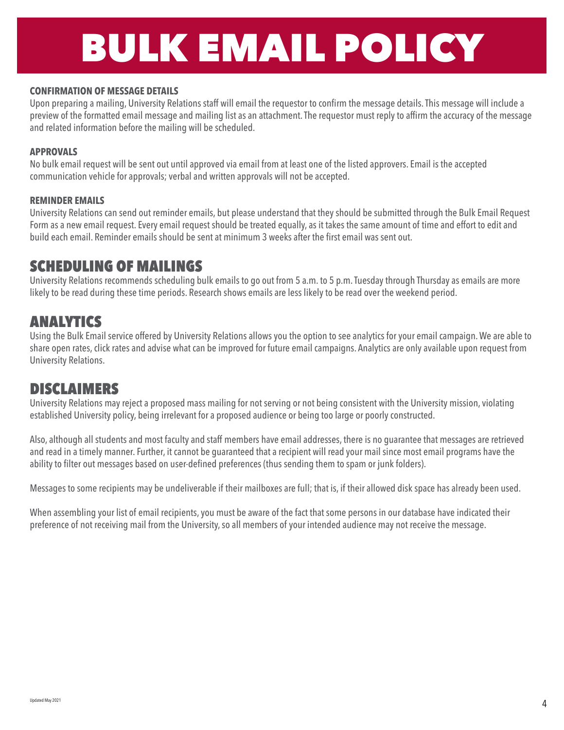# BULK EMAIL POLICY

### CONFIRMATION OF MESSAGE DETAILS

Upon preparing a mailing, University Relations staff will email the requestor to confirm the message details. This message will include a preview of the formatted email message and mailing list as an attachment. The requestor must reply to affirm the accuracy of the message and related information before the mailing will be scheduled.

### APPROVALS

No bulk email request will be sent out until approved via email from at least one of the listed approvers. Email is the accepted communication vehicle for approvals; verbal and written approvals will not be accepted.

### REMINDER EMAILS

University Relations can send out reminder emails, but please understand that they should be submitted through the Bulk Email Request Form as a new email request. Every email request should be treated equally, as it takes the same amount of time and effort to edit and build each email. Reminder emails should be sent at minimum 3 weeks after the first email was sent out.

## SCHEDULING OF MAILINGS

University Relations recommends scheduling bulk emails to go out from 5 a.m. to 5 p.m. Tuesday through Thursday as emails are more likely to be read during these time periods. Research shows emails are less likely to be read over the weekend period.

## ANALYTICS

Using the Bulk Email service offered by University Relations allows you the option to see analytics for your email campaign. We are able to share open rates, click rates and advise what can be improved for future email campaigns. Analytics are only available upon request from University Relations.

## DISCLAIMERS

University Relations may reject a proposed mass mailing for not serving or not being consistent with the University mission, violating established University policy, being irrelevant for a proposed audience or being too large or poorly constructed.

Also, although all students and most faculty and staff members have email addresses, there is no guarantee that messages are retrieved and read in a timely manner. Further, it cannot be guaranteed that a recipient will read your mail since most email programs have the ability to filter out messages based on user-defined preferences (thus sending them to spam or junk folders).

Messages to some recipients may be undeliverable if their mailboxes are full; that is, if their allowed disk space has already been used.

When assembling your list of email recipients, you must be aware of the fact that some persons in our database have indicated their preference of not receiving mail from the University, so all members of your intended audience may not receive the message.

Updated May 2021